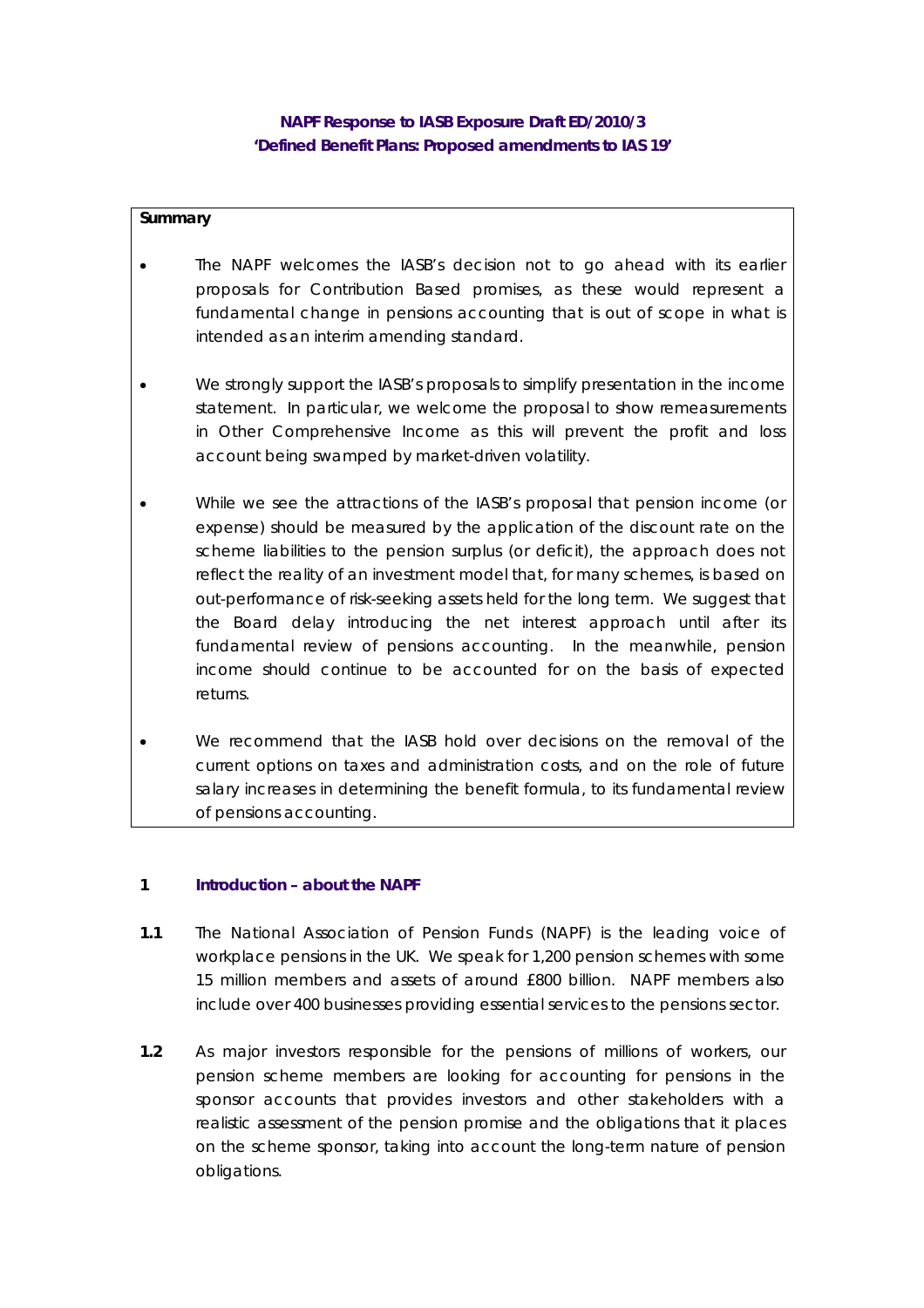# NAPF Response to IASB Exposure Draft ED/2010/3
# 'Defined Benefit Plans: Proposed amendments to IAS 19'

**Summary**

- The NAPF welcomes the IASB's decision not to go ahead with its earlier proposals for Contribution Based promises, as these would represent a fundamental change in pensions accounting that is out of scope in what is intended as an interim amending standard.

- We strongly support the IASB's proposals to simplify presentation in the income statement. In particular, we welcome the proposal to show remeasurements in Other Comprehensive Income as this will prevent the profit and loss account being swamped by market-driven volatility.

- While we see the attractions of the IASB's proposal that pension income (or expense) should be measured by the application of the discount rate on the scheme liabilities to the pension surplus (or deficit), the approach does not reflect the reality of an investment model that, for many schemes, is based on out-performance of risk-seeking assets held for the long term. We suggest that the Board delay introducing the net interest approach until after its fundamental review of pensions accounting. In the meanwhile, pension income should continue to be accounted for on the basis of expected returns.

- We recommend that the IASB hold over decisions on the removal of the current options on taxes and administration costs, and on the role of future salary increases in determining the benefit formula, to its fundamental review of pensions accounting.

## 1 Introduction – about the NAPF

**1.1** The National Association of Pension Funds (NAPF) is the leading voice of workplace pensions in the UK. We speak for 1,200 pension schemes with some 15 million members and assets of around £800 billion. NAPF members also include over 400 businesses providing essential services to the pensions sector.

**1.2** As major investors responsible for the pensions of millions of workers, our pension scheme members are looking for accounting for pensions in the sponsor accounts that provides investors and other stakeholders with a realistic assessment of the pension promise and the obligations that it places on the scheme sponsor, taking into account the long-term nature of pension obligations.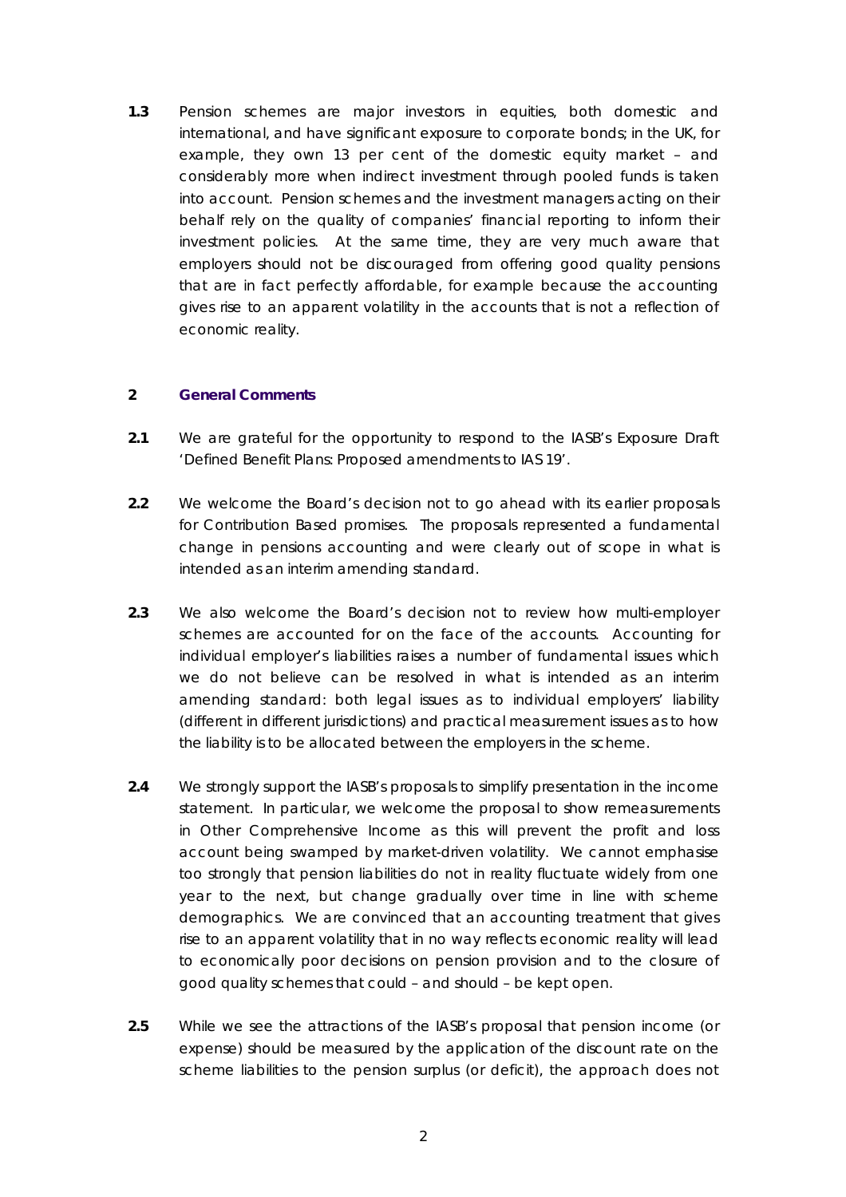**1.3** Pension schemes are major investors in equities, both domestic and international, and have significant exposure to corporate bonds; in the UK, for example, they own 13 per cent of the domestic equity market – and considerably more when indirect investment through pooled funds is taken into account. Pension schemes and the investment managers acting on their behalf rely on the quality of companies' financial reporting to inform their investment policies. At the same time, they are very much aware that employers should not be discouraged from offering good quality pensions that are in fact perfectly affordable, for example because the accounting gives rise to an apparent volatility in the accounts that is not a reflection of economic reality.

## 2 General Comments

**2.1** We are grateful for the opportunity to respond to the IASB's Exposure Draft 'Defined Benefit Plans: Proposed amendments to IAS 19'.

**2.2** We welcome the Board's decision not to go ahead with its earlier proposals for Contribution Based promises. The proposals represented a fundamental change in pensions accounting and were clearly out of scope in what is intended as an interim amending standard.

**2.3** We also welcome the Board's decision not to review how multi-employer schemes are accounted for on the face of the accounts. Accounting for individual employer's liabilities raises a number of fundamental issues which we do not believe can be resolved in what is intended as an interim amending standard: both legal issues as to individual employers' liability (different in different jurisdictions) and practical measurement issues as to how the liability is to be allocated between the employers in the scheme.

**2.4** We strongly support the IASB's proposals to simplify presentation in the income statement. In particular, we welcome the proposal to show remeasurements in Other Comprehensive Income as this will prevent the profit and loss account being swamped by market-driven volatility. We cannot emphasise too strongly that pension liabilities do not in reality fluctuate widely from one year to the next, but change gradually over time in line with scheme demographics. We are convinced that an accounting treatment that gives rise to an apparent volatility that in no way reflects economic reality will lead to economically poor decisions on pension provision and to the closure of good quality schemes that could – and should – be kept open.

**2.5** While we see the attractions of the IASB's proposal that pension income (or expense) should be measured by the application of the discount rate on the scheme liabilities to the pension surplus (or deficit), the approach does not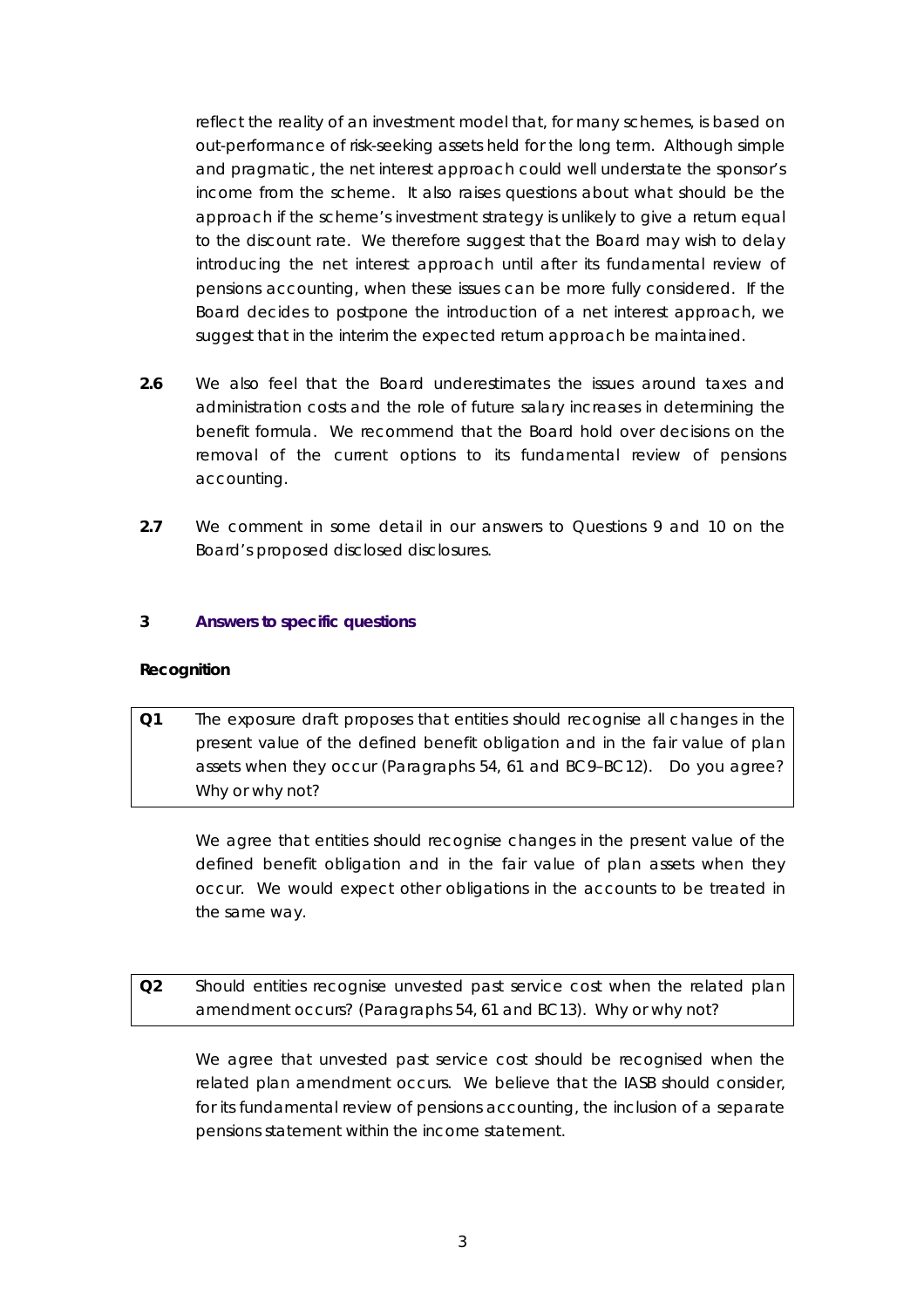reflect the reality of an investment model that, for many schemes, is based on out-performance of risk-seeking assets held for the long term. Although simple and pragmatic, the net interest approach could well understate the sponsor's income from the scheme. It also raises questions about what should be the approach if the scheme's investment strategy is unlikely to give a return equal to the discount rate. We therefore suggest that the Board may wish to delay introducing the net interest approach until after its fundamental review of pensions accounting, when these issues can be more fully considered. If the Board decides to postpone the introduction of a net interest approach, we suggest that in the interim the expected return approach be maintained.

**2.6** We also feel that the Board underestimates the issues around taxes and administration costs and the role of future salary increases in determining the benefit formula. We recommend that the Board hold over decisions on the removal of the current options to its fundamental review of pensions accounting.

**2.7** We comment in some detail in our answers to Questions 9 and 10 on the Board's proposed disclosed disclosures.

## 3 Answers to specific questions

### Recognition

| **Q1** | The exposure draft proposes that entities should recognise all changes in the present value of the defined benefit obligation and in the fair value of plan assets when they occur (Paragraphs 54, 61 and BC9–BC12). Do you agree? Why or why not? |
|---|---|

We agree that entities should recognise changes in the present value of the defined benefit obligation and in the fair value of plan assets when they occur. We would expect other obligations in the accounts to be treated in the same way.

| **Q2** | Should entities recognise unvested past service cost when the related plan amendment occurs? (Paragraphs 54, 61 and BC13). Why or why not? |
|---|---|

We agree that unvested past service cost should be recognised when the related plan amendment occurs. We believe that the IASB should consider, for its fundamental review of pensions accounting, the inclusion of a separate pensions statement within the income statement.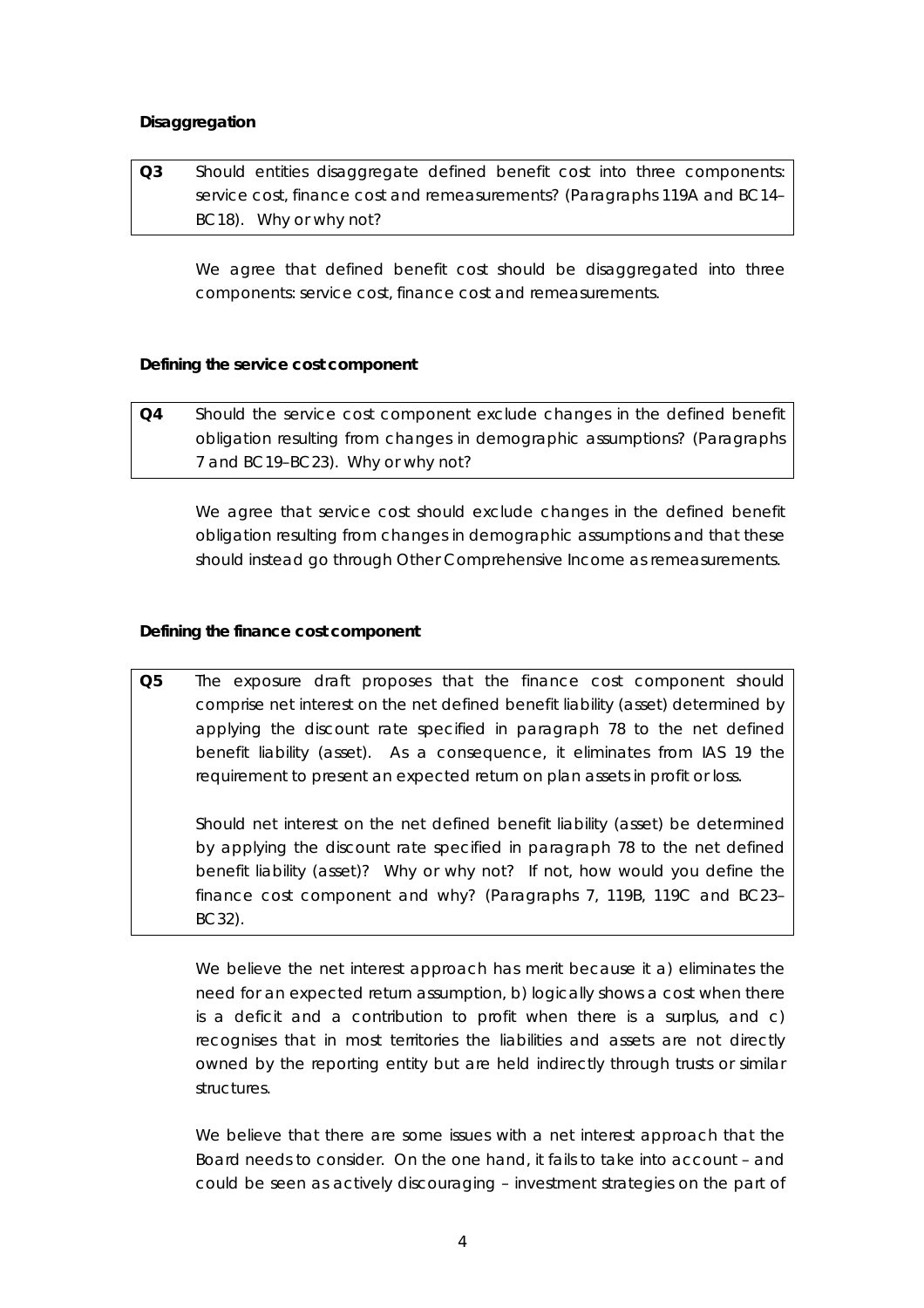**Disaggregation**

| | |
|---|---|
| **Q3** | Should entities disaggregate defined benefit cost into three components: service cost, finance cost and remeasurements? (Paragraphs 119A and BC14–BC18). Why or why not? |

We agree that defined benefit cost should be disaggregated into three components: service cost, finance cost and remeasurements.

**Defining the service cost component**

| | |
|---|---|
| **Q4** | Should the service cost component exclude changes in the defined benefit obligation resulting from changes in demographic assumptions? (Paragraphs 7 and BC19–BC23). Why or why not? |

We agree that service cost should exclude changes in the defined benefit obligation resulting from changes in demographic assumptions and that these should instead go through Other Comprehensive Income as remeasurements.

**Defining the finance cost component**

| | |
|---|---|
| **Q5** | The exposure draft proposes that the finance cost component should comprise net interest on the net defined benefit liability (asset) determined by applying the discount rate specified in paragraph 78 to the net defined benefit liability (asset). As a consequence, it eliminates from IAS 19 the requirement to present an expected return on plan assets in profit or loss.<br><br>Should net interest on the net defined benefit liability (asset) be determined by applying the discount rate specified in paragraph 78 to the net defined benefit liability (asset)? Why or why not? If not, how would you define the finance cost component and why? (Paragraphs 7, 119B, 119C and BC23–BC32). |

We believe the net interest approach has merit because it a) eliminates the need for an expected return assumption, b) logically shows a cost when there is a deficit and a contribution to profit when there is a surplus, and c) recognises that in most territories the liabilities and assets are not directly owned by the reporting entity but are held indirectly through trusts or similar structures.

We believe that there are some issues with a net interest approach that the Board needs to consider. On the one hand, it fails to take into account – and could be seen as actively discouraging – investment strategies on the part of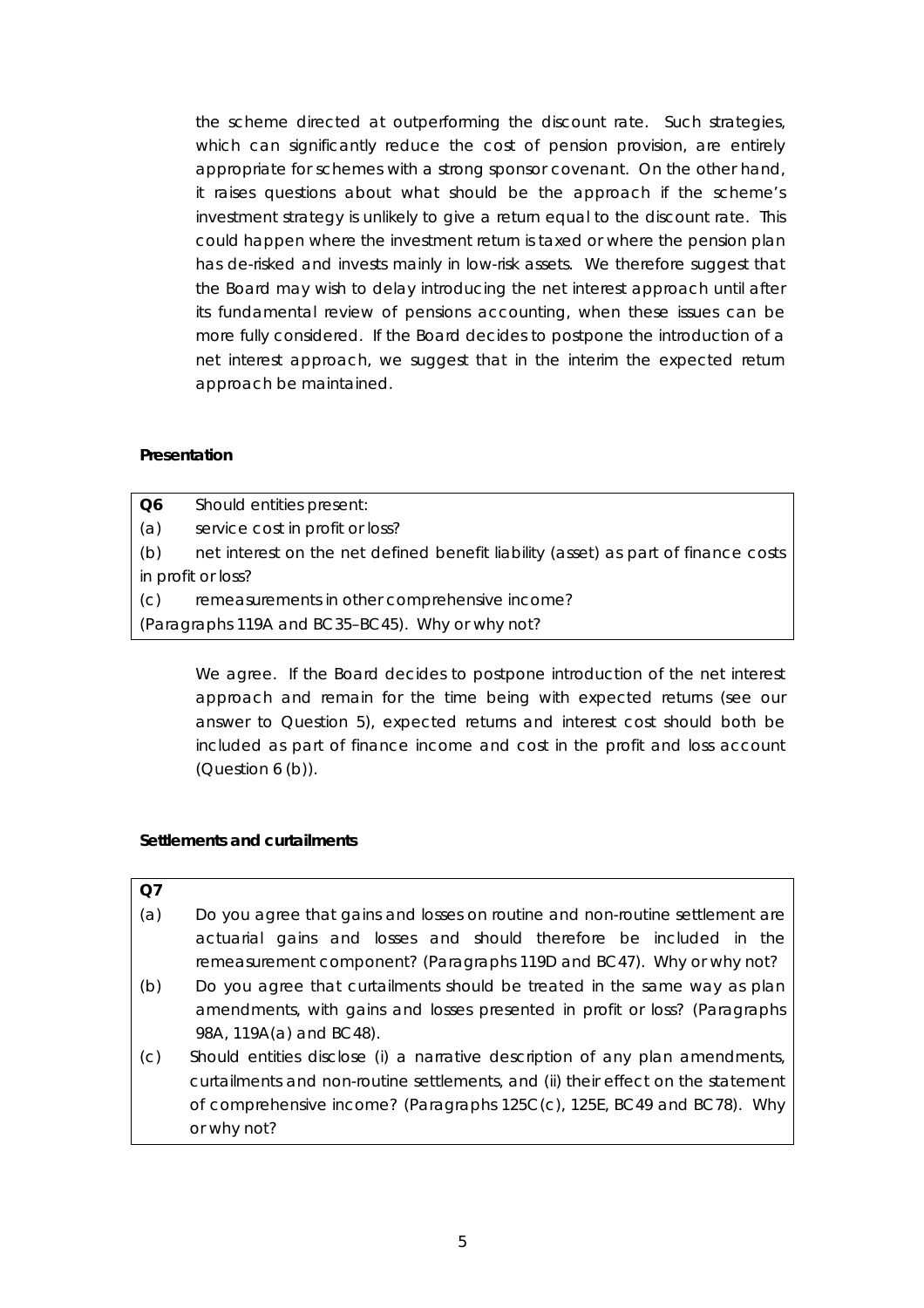the scheme directed at outperforming the discount rate. Such strategies, which can significantly reduce the cost of pension provision, are entirely appropriate for schemes with a strong sponsor covenant. On the other hand, it raises questions about what should be the approach if the scheme's investment strategy is unlikely to give a return equal to the discount rate. This could happen where the investment return is taxed or where the pension plan has de-risked and invests mainly in low-risk assets. We therefore suggest that the Board may wish to delay introducing the net interest approach until after its fundamental review of pensions accounting, when these issues can be more fully considered. If the Board decides to postpone the introduction of a net interest approach, we suggest that in the interim the expected return approach be maintained.

**Presentation**

> **Q6** Should entities present:
>
> (a) service cost in profit or loss?
>
> (b) net interest on the net defined benefit liability (asset) as part of finance costs in profit or loss?
>
> (c) remeasurements in other comprehensive income?
>
> (Paragraphs 119A and BC35–BC45). Why or why not?

We agree. If the Board decides to postpone introduction of the net interest approach and remain for the time being with expected returns (see our answer to Question 5), expected returns and interest cost should both be included as part of finance income and cost in the profit and loss account (Question 6 (b)).

**Settlements and curtailments**

> **Q7**
>
> (a) Do you agree that gains and losses on routine and non-routine settlement are actuarial gains and losses and should therefore be included in the remeasurement component? (Paragraphs 119D and BC47). Why or why not?
>
> (b) Do you agree that curtailments should be treated in the same way as plan amendments, with gains and losses presented in profit or loss? (Paragraphs 98A, 119A(a) and BC48).
>
> (c) Should entities disclose (i) a narrative description of any plan amendments, curtailments and non-routine settlements, and (ii) their effect on the statement of comprehensive income? (Paragraphs 125C(c), 125E, BC49 and BC78). Why or why not?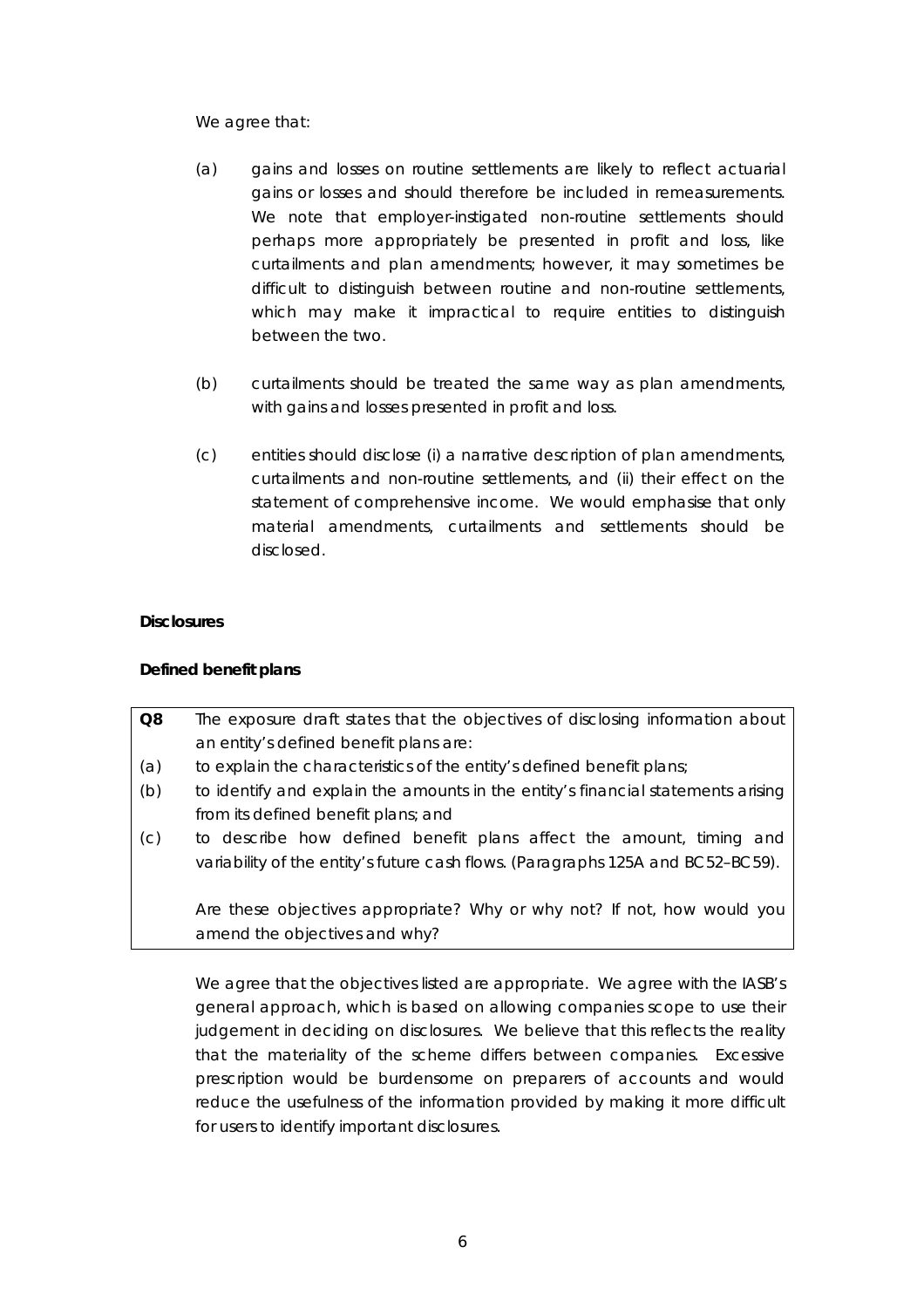We agree that:

(a) gains and losses on routine settlements are likely to reflect actuarial gains or losses and should therefore be included in remeasurements. We note that employer-instigated non-routine settlements should perhaps more appropriately be presented in profit and loss, like curtailments and plan amendments; however, it may sometimes be difficult to distinguish between routine and non-routine settlements, which may make it impractical to require entities to distinguish between the two.

(b) curtailments should be treated the same way as plan amendments, with gains and losses presented in profit and loss.

(c) entities should disclose (i) a narrative description of plan amendments, curtailments and non-routine settlements, and (ii) their effect on the statement of comprehensive income. We would emphasise that only material amendments, curtailments and settlements should be disclosed.

**Disclosures**

**Defined benefit plans**

| | |
|---|---|
| **Q8** | The exposure draft states that the objectives of disclosing information about an entity's defined benefit plans are: |
| (a) | to explain the characteristics of the entity's defined benefit plans; |
| (b) | to identify and explain the amounts in the entity's financial statements arising from its defined benefit plans; and |
| (c) | to describe how defined benefit plans affect the amount, timing and variability of the entity's future cash flows. (Paragraphs 125A and BC52–BC59).<br><br>Are these objectives appropriate? Why or why not? If not, how would you amend the objectives and why? |

We agree that the objectives listed are appropriate. We agree with the IASB's general approach, which is based on allowing companies scope to use their judgement in deciding on disclosures. We believe that this reflects the reality that the materiality of the scheme differs between companies. Excessive prescription would be burdensome on preparers of accounts and would reduce the usefulness of the information provided by making it more difficult for users to identify important disclosures.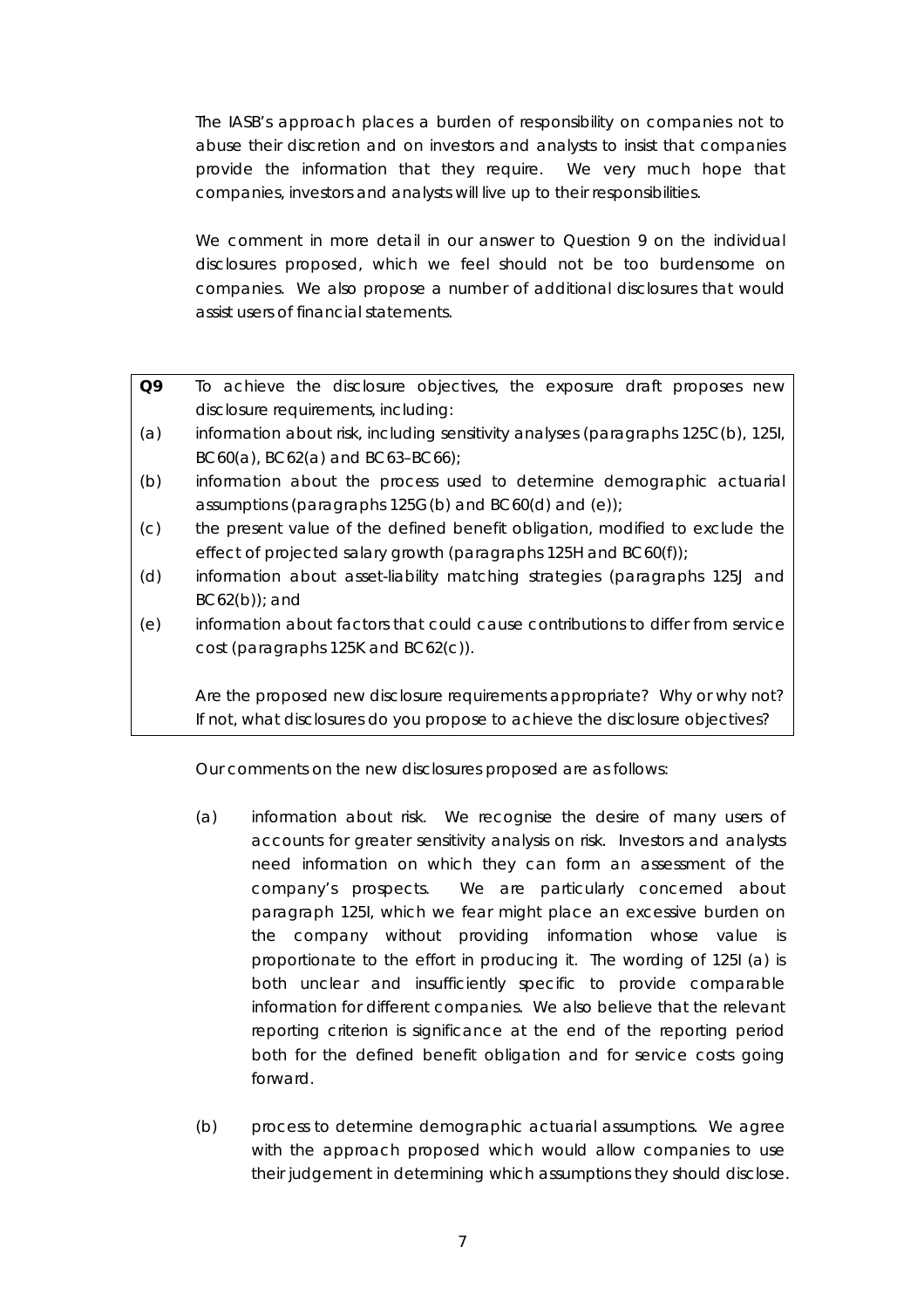The IASB's approach places a burden of responsibility on companies not to abuse their discretion and on investors and analysts to insist that companies provide the information that they require. We very much hope that companies, investors and analysts will live up to their responsibilities.

We comment in more detail in our answer to Question 9 on the individual disclosures proposed, which we feel should not be too burdensome on companies. We also propose a number of additional disclosures that would assist users of financial statements.

| **Q9** | To achieve the disclosure objectives, the exposure draft proposes new disclosure requirements, including: |
|---|---|
| (a) | information about risk, including sensitivity analyses (paragraphs 125C(b), 125I, BC60(a), BC62(a) and BC63–BC66); |
| (b) | information about the process used to determine demographic actuarial assumptions (paragraphs 125G(b) and BC60(d) and (e)); |
| (c) | the present value of the defined benefit obligation, modified to exclude the effect of projected salary growth (paragraphs 125H and BC60(f)); |
| (d) | information about asset-liability matching strategies (paragraphs 125J and BC62(b)); and |
| (e) | information about factors that could cause contributions to differ from service cost (paragraphs 125K and BC62(c)). |
| | Are the proposed new disclosure requirements appropriate? Why or why not? If not, what disclosures do you propose to achieve the disclosure objectives? |

Our comments on the new disclosures proposed are as follows:

(a) information about risk. We recognise the desire of many users of accounts for greater sensitivity analysis on risk. Investors and analysts need information on which they can form an assessment of the company's prospects. We are particularly concerned about paragraph 125I, which we fear might place an excessive burden on the company without providing information whose value is proportionate to the effort in producing it. The wording of 125I (a) is both unclear and insufficiently specific to provide comparable information for different companies. We also believe that the relevant reporting criterion is significance at the end of the reporting period both for the defined benefit obligation and for service costs going forward.

(b) process to determine demographic actuarial assumptions. We agree with the approach proposed which would allow companies to use their judgement in determining which assumptions they should disclose.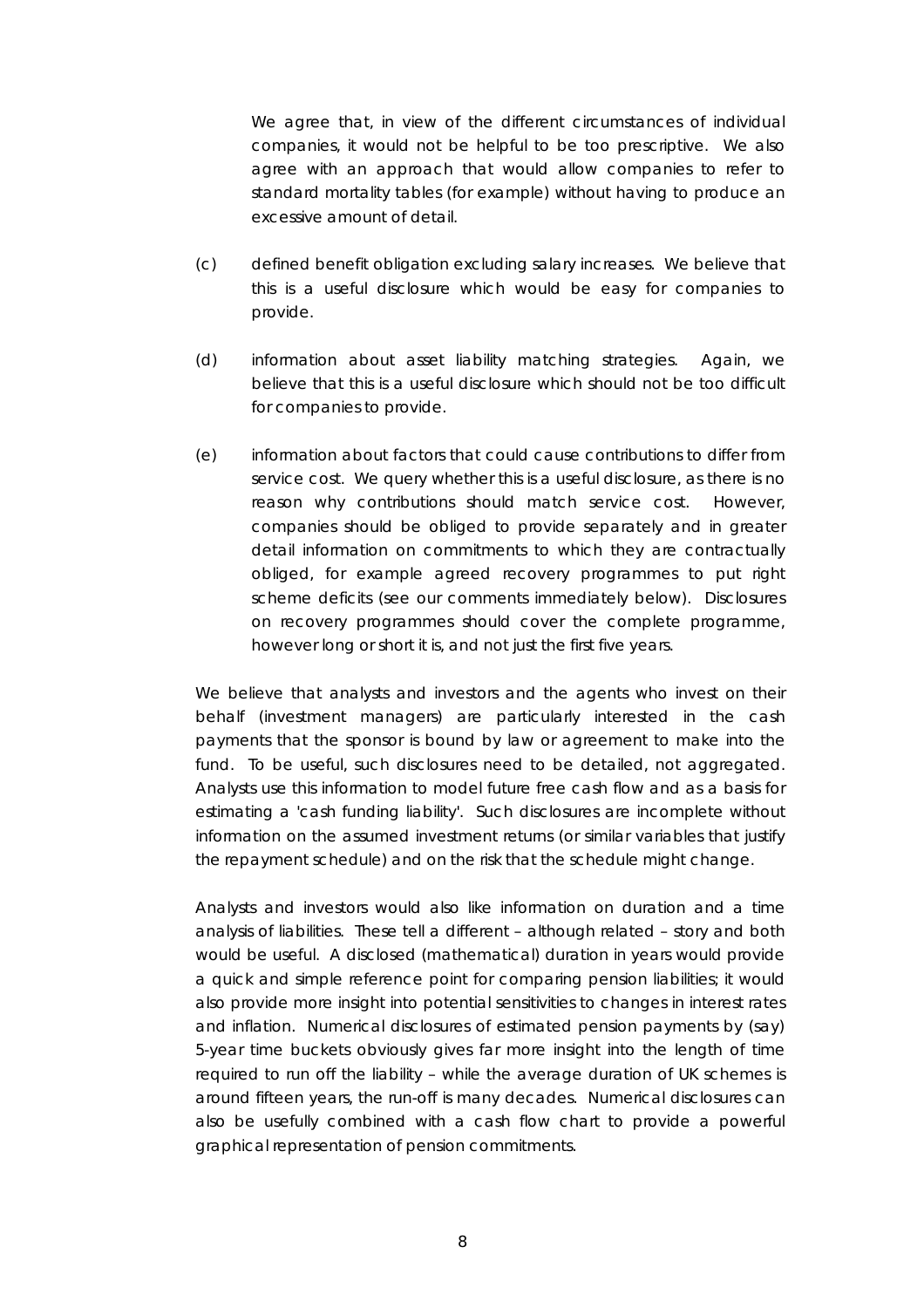We agree that, in view of the different circumstances of individual companies, it would not be helpful to be too prescriptive. We also agree with an approach that would allow companies to refer to standard mortality tables (for example) without having to produce an excessive amount of detail.

(c) defined benefit obligation excluding salary increases. We believe that this is a useful disclosure which would be easy for companies to provide.

(d) information about asset liability matching strategies. Again, we believe that this is a useful disclosure which should not be too difficult for companies to provide.

(e) information about factors that could cause contributions to differ from service cost. We query whether this is a useful disclosure, as there is no reason why contributions should match service cost. However, companies should be obliged to provide separately and in greater detail information on commitments to which they are contractually obliged, for example agreed recovery programmes to put right scheme deficits (see our comments immediately below). Disclosures on recovery programmes should cover the complete programme, however long or short it is, and not just the first five years.

We believe that analysts and investors and the agents who invest on their behalf (investment managers) are particularly interested in the cash payments that the sponsor is bound by law or agreement to make into the fund. To be useful, such disclosures need to be detailed, not aggregated. Analysts use this information to model future free cash flow and as a basis for estimating a 'cash funding liability'. Such disclosures are incomplete without information on the assumed investment returns (or similar variables that justify the repayment schedule) and on the risk that the schedule might change.

Analysts and investors would also like information on duration and a time analysis of liabilities. These tell a different – although related – story and both would be useful. A disclosed (mathematical) duration in years would provide a quick and simple reference point for comparing pension liabilities; it would also provide more insight into potential sensitivities to changes in interest rates and inflation. Numerical disclosures of estimated pension payments by (say) 5-year time buckets obviously gives far more insight into the length of time required to run off the liability – while the average duration of UK schemes is around fifteen years, the run-off is many decades. Numerical disclosures can also be usefully combined with a cash flow chart to provide a powerful graphical representation of pension commitments.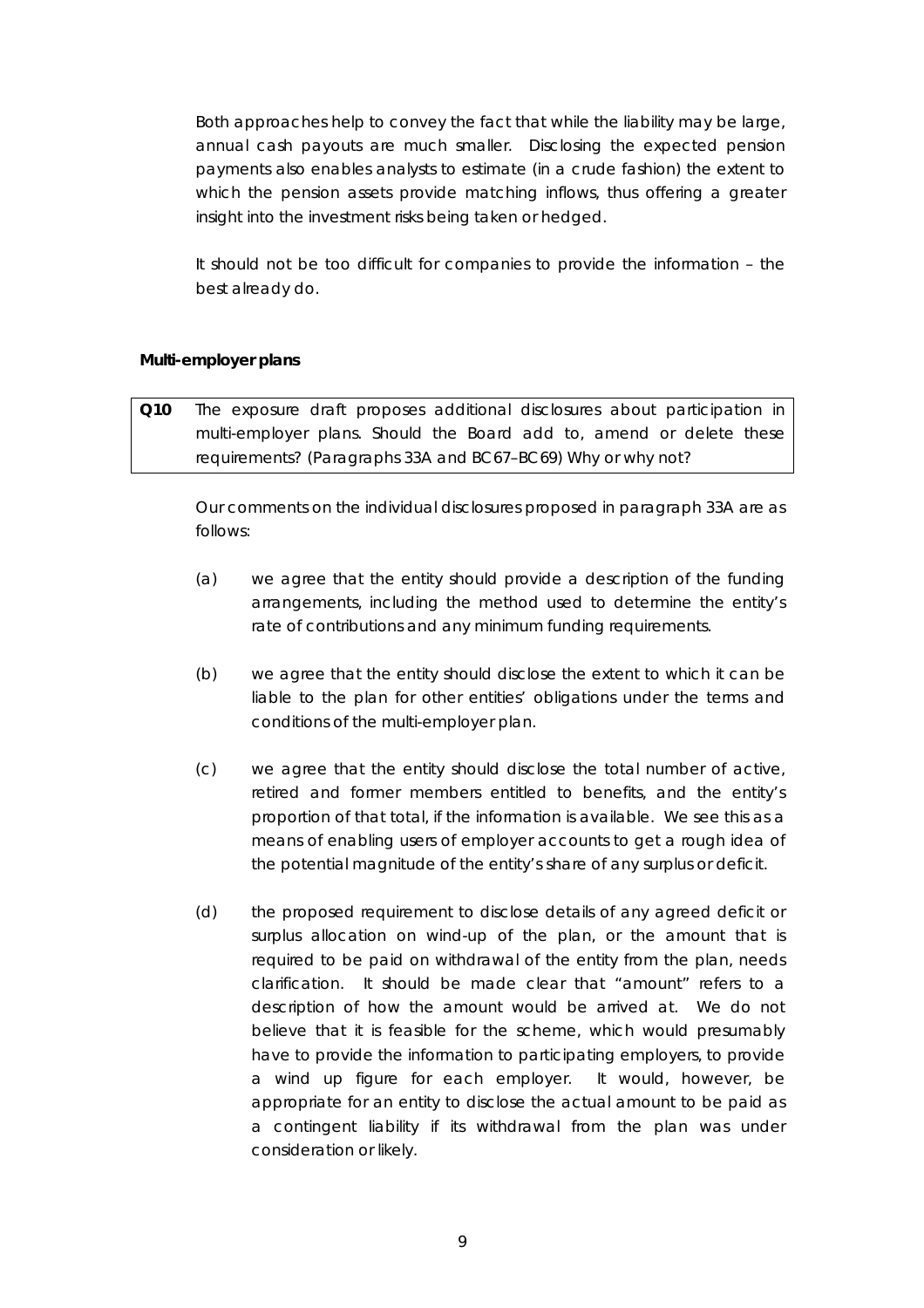Both approaches help to convey the fact that while the liability may be large, annual cash payouts are much smaller. Disclosing the expected pension payments also enables analysts to estimate (in a crude fashion) the extent to which the pension assets provide matching inflows, thus offering a greater insight into the investment risks being taken or hedged.

It should not be too difficult for companies to provide the information – the best already do.

**Multi-employer plans**

| **Q10** | The exposure draft proposes additional disclosures about participation in multi-employer plans. Should the Board add to, amend or delete these requirements? (Paragraphs 33A and BC67–BC69) Why or why not? |
|---|---|

Our comments on the individual disclosures proposed in paragraph 33A are as follows:

(a) we agree that the entity should provide a description of the funding arrangements, including the method used to determine the entity's rate of contributions and any minimum funding requirements.

(b) we agree that the entity should disclose the extent to which it can be liable to the plan for other entities' obligations under the terms and conditions of the multi-employer plan.

(c) we agree that the entity should disclose the total number of active, retired and former members entitled to benefits, and the entity's proportion of that total, if the information is available. We see this as a means of enabling users of employer accounts to get a rough idea of the potential magnitude of the entity's share of any surplus or deficit.

(d) the proposed requirement to disclose details of any agreed deficit or surplus allocation on wind-up of the plan, or the amount that is required to be paid on withdrawal of the entity from the plan, needs clarification. It should be made clear that "amount" refers to a description of how the amount would be arrived at. We do not believe that it is feasible for the scheme, which would presumably have to provide the information to participating employers, to provide a wind up figure for each employer. It would, however, be appropriate for an entity to disclose the actual amount to be paid as a contingent liability if its withdrawal from the plan was under consideration or likely.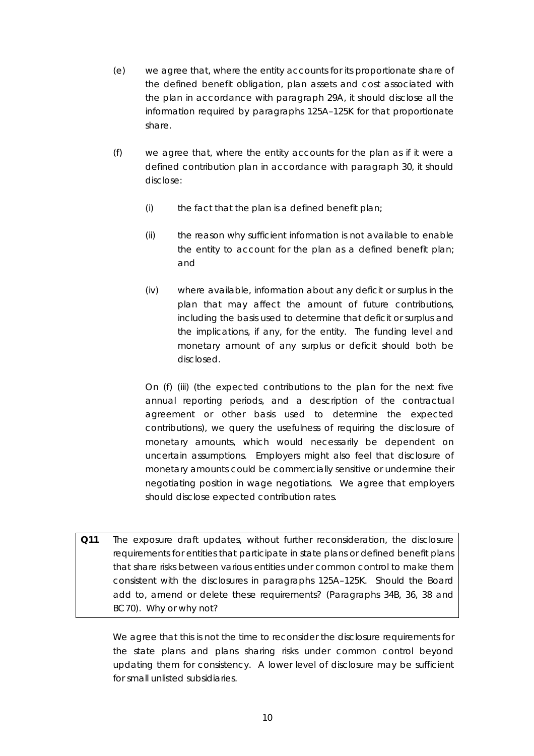(e) we agree that, where the entity accounts for its proportionate share of the defined benefit obligation, plan assets and cost associated with the plan in accordance with paragraph 29A, it should disclose all the information required by paragraphs 125A–125K for that proportionate share.

(f) we agree that, where the entity accounts for the plan as if it were a defined contribution plan in accordance with paragraph 30, it should disclose:

  (i) the fact that the plan is a defined benefit plan;

  (ii) the reason why sufficient information is not available to enable the entity to account for the plan as a defined benefit plan; and

  (iv) where available, information about any deficit or surplus in the plan that may affect the amount of future contributions, including the basis used to determine that deficit or surplus and the implications, if any, for the entity. The funding level and monetary amount of any surplus or deficit should both be disclosed.

On (f) (iii) (the expected contributions to the plan for the next five annual reporting periods, and a description of the contractual agreement or other basis used to determine the expected contributions), we query the usefulness of requiring the disclosure of monetary amounts, which would necessarily be dependent on uncertain assumptions. Employers might also feel that disclosure of monetary amounts could be commercially sensitive or undermine their negotiating position in wage negotiations. We agree that employers should disclose expected contribution rates.

| | |
|---|---|
| **Q11** | The exposure draft updates, without further reconsideration, the disclosure requirements for entities that participate in state plans or defined benefit plans that share risks between various entities under common control to make them consistent with the disclosures in paragraphs 125A–125K. Should the Board add to, amend or delete these requirements? (Paragraphs 34B, 36, 38 and BC70). Why or why not? |

We agree that this is not the time to reconsider the disclosure requirements for the state plans and plans sharing risks under common control beyond updating them for consistency. A lower level of disclosure may be sufficient for small unlisted subsidiaries.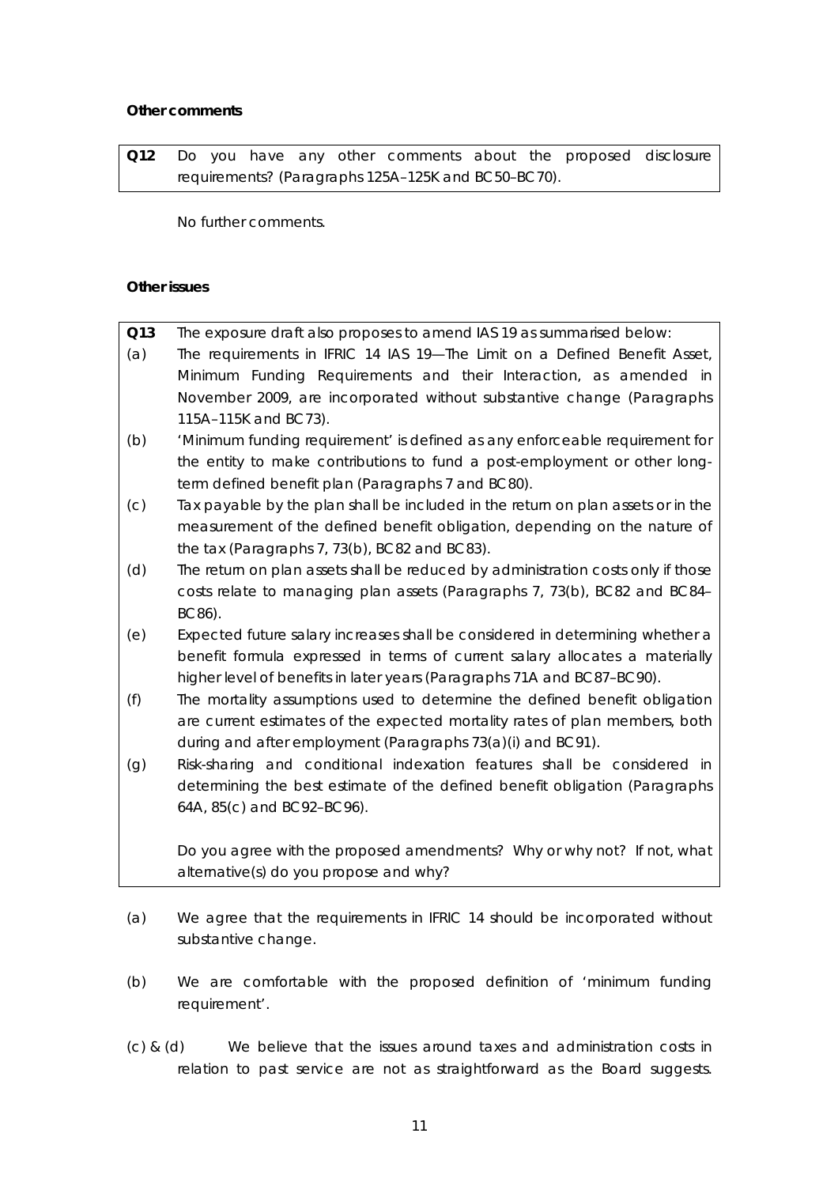**Other comments**

| | |
|---|---|
| **Q12** | Do you have any other comments about the proposed disclosure requirements? (Paragraphs 125A–125K and BC50–BC70). |

No further comments.

**Other issues**

| | |
|---|---|
| **Q13** | The exposure draft also proposes to amend IAS 19 as summarised below: |
| (a) | The requirements in IFRIC 14 IAS 19—The Limit on a Defined Benefit Asset, Minimum Funding Requirements and their Interaction, as amended in November 2009, are incorporated without substantive change (Paragraphs 115A–115K and BC73). |
| (b) | 'Minimum funding requirement' is defined as any enforceable requirement for the entity to make contributions to fund a post-employment or other long-term defined benefit plan (Paragraphs 7 and BC80). |
| (c) | Tax payable by the plan shall be included in the return on plan assets or in the measurement of the defined benefit obligation, depending on the nature of the tax (Paragraphs 7, 73(b), BC82 and BC83). |
| (d) | The return on plan assets shall be reduced by administration costs only if those costs relate to managing plan assets (Paragraphs 7, 73(b), BC82 and BC84–BC86). |
| (e) | Expected future salary increases shall be considered in determining whether a benefit formula expressed in terms of current salary allocates a materially higher level of benefits in later years (Paragraphs 71A and BC87–BC90). |
| (f) | The mortality assumptions used to determine the defined benefit obligation are current estimates of the expected mortality rates of plan members, both during and after employment (Paragraphs 73(a)(i) and BC91). |
| (g) | Risk-sharing and conditional indexation features shall be considered in determining the best estimate of the defined benefit obligation (Paragraphs 64A, 85(c) and BC92–BC96). |
| | Do you agree with the proposed amendments? Why or why not? If not, what alternative(s) do you propose and why? |

(a) We agree that the requirements in IFRIC 14 should be incorporated without substantive change.

(b) We are comfortable with the proposed definition of 'minimum funding requirement'.

(c) & (d) We believe that the issues around taxes and administration costs in relation to past service are not as straightforward as the Board suggests.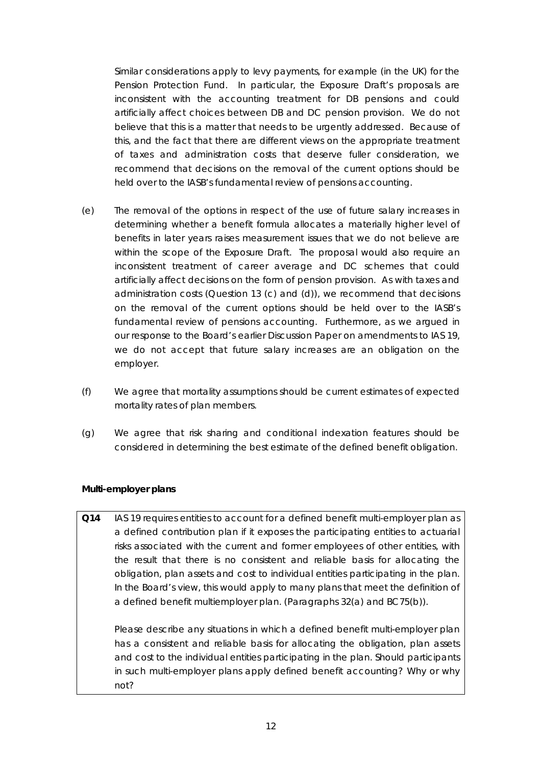Similar considerations apply to levy payments, for example (in the UK) for the Pension Protection Fund. In particular, the Exposure Draft's proposals are inconsistent with the accounting treatment for DB pensions and could artificially affect choices between DB and DC pension provision. We do not believe that this is a matter that needs to be urgently addressed. Because of this, and the fact that there are different views on the appropriate treatment of taxes and administration costs that deserve fuller consideration, we recommend that decisions on the removal of the current options should be held over to the IASB's fundamental review of pensions accounting.

(e) The removal of the options in respect of the use of future salary increases in determining whether a benefit formula allocates a materially higher level of benefits in later years raises measurement issues that we do not believe are within the scope of the Exposure Draft. The proposal would also require an inconsistent treatment of career average and DC schemes that could artificially affect decisions on the form of pension provision. As with taxes and administration costs (Question 13 (c) and (d)), we recommend that decisions on the removal of the current options should be held over to the IASB's fundamental review of pensions accounting. Furthermore, as we argued in our response to the Board's earlier Discussion Paper on amendments to IAS 19, we do not accept that future salary increases are an obligation on the employer.

(f) We agree that mortality assumptions should be current estimates of expected mortality rates of plan members.

(g) We agree that risk sharing and conditional indexation features should be considered in determining the best estimate of the defined benefit obligation.

**Multi-employer plans**

| **Q14** | IAS 19 requires entities to account for a defined benefit multi-employer plan as a defined contribution plan if it exposes the participating entities to actuarial risks associated with the current and former employees of other entities, with the result that there is no consistent and reliable basis for allocating the obligation, plan assets and cost to individual entities participating in the plan. In the Board's view, this would apply to many plans that meet the definition of a defined benefit multiemployer plan. (Paragraphs 32(a) and BC75(b)).<br><br>Please describe any situations in which a defined benefit multi-employer plan has a consistent and reliable basis for allocating the obligation, plan assets and cost to the individual entities participating in the plan. Should participants in such multi-employer plans apply defined benefit accounting? Why or why not? |
|---|---|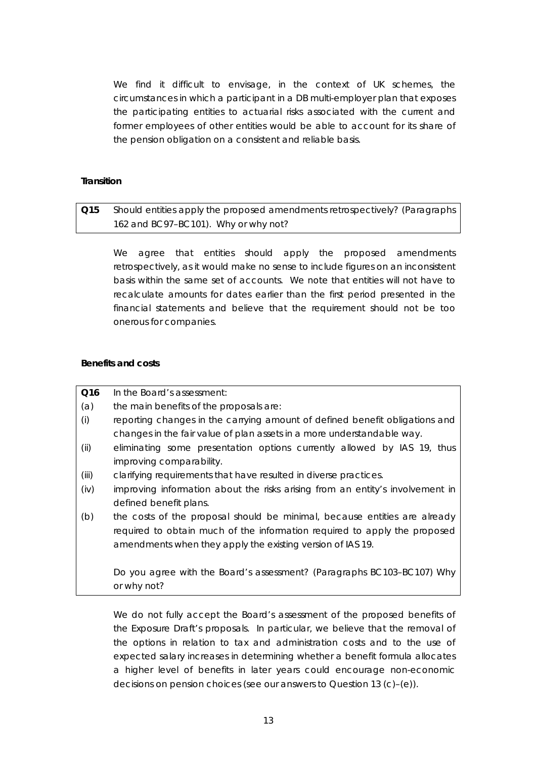We find it difficult to envisage, in the context of UK schemes, the circumstances in which a participant in a DB multi-employer plan that exposes the participating entities to actuarial risks associated with the current and former employees of other entities would be able to account for its share of the pension obligation on a consistent and reliable basis.

### Transition

| **Q15** | Should entities apply the proposed amendments retrospectively? (Paragraphs 162 and BC97–BC101). Why or why not? |
|---|---|

We agree that entities should apply the proposed amendments retrospectively, as it would make no sense to include figures on an inconsistent basis within the same set of accounts. We note that entities will not have to recalculate amounts for dates earlier than the first period presented in the financial statements and believe that the requirement should not be too onerous for companies.

### Benefits and costs

| **Q16** | In the Board's assessment: |
|---|---|
| (a) | the main benefits of the proposals are: |
| (i) | reporting changes in the carrying amount of defined benefit obligations and changes in the fair value of plan assets in a more understandable way. |
| (ii) | eliminating some presentation options currently allowed by IAS 19, thus improving comparability. |
| (iii) | clarifying requirements that have resulted in diverse practices. |
| (iv) | improving information about the risks arising from an entity's involvement in defined benefit plans. |
| (b) | the costs of the proposal should be minimal, because entities are already required to obtain much of the information required to apply the proposed amendments when they apply the existing version of IAS 19.<br><br>Do you agree with the Board's assessment? (Paragraphs BC103–BC107) Why or why not? |

We do not fully accept the Board's assessment of the proposed benefits of the Exposure Draft's proposals. In particular, we believe that the removal of the options in relation to tax and administration costs and to the use of expected salary increases in determining whether a benefit formula allocates a higher level of benefits in later years could encourage non-economic decisions on pension choices (see our answers to Question 13 (c)–(e)).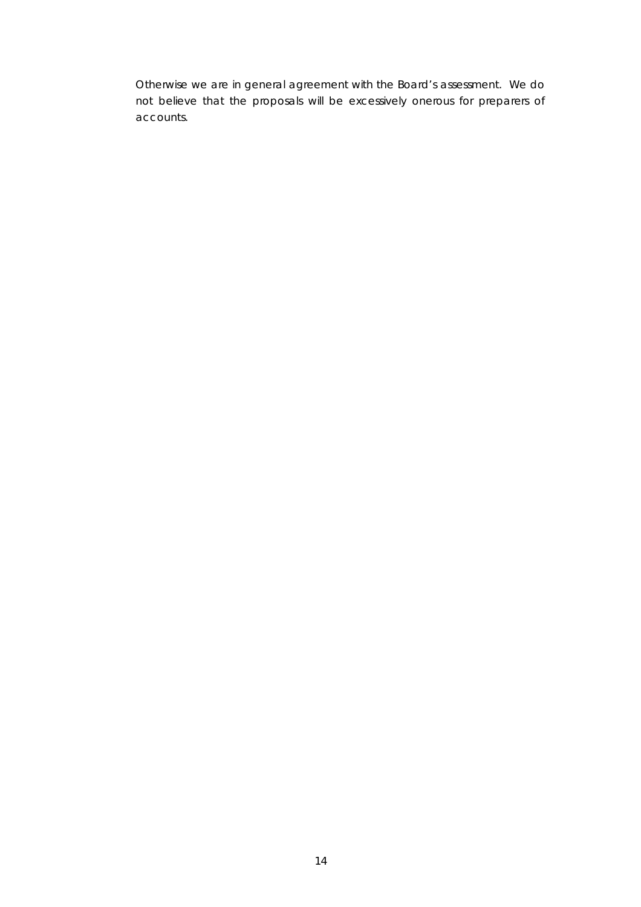Otherwise we are in general agreement with the Board's assessment. We do not believe that the proposals will be excessively onerous for preparers of accounts.